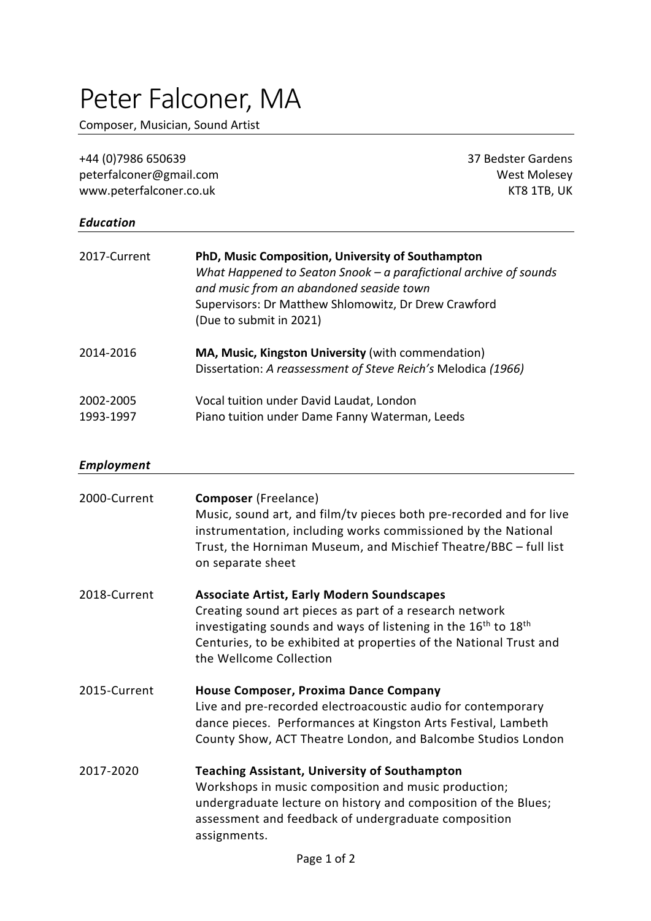# Peter Falconer, MA

Composer, Musician, Sound Artist

+44 (0)7986 650639
peterfalconer@gmail.com
www.peterfalconer.co.uk

37 Bedster Gardens
West Molesey
KT8 1TB, UK

## *Education*

**2017-Current** — **PhD, Music Composition, University of Southampton**
*What Happened to Seaton Snook – a parafictional archive of sounds and music from an abandoned seaside town*
Supervisors: Dr Matthew Shlomowitz, Dr Drew Crawford
(Due to submit in 2021)

**2014-2016** — **MA, Music, Kingston University** (with commendation)
Dissertation: *A reassessment of Steve Reich's* Melodica *(1966)*

**2002-2005** — Vocal tuition under David Laudat, London

**1993-1997** — Piano tuition under Dame Fanny Waterman, Leeds

## *Employment*

**2000-Current** — **Composer** (Freelance)
Music, sound art, and film/tv pieces both pre-recorded and for live instrumentation, including works commissioned by the National Trust, the Horniman Museum, and Mischief Theatre/BBC – full list on separate sheet

**2018-Current** — **Associate Artist, Early Modern Soundscapes**
Creating sound art pieces as part of a research network investigating sounds and ways of listening in the 16th to 18th Centuries, to be exhibited at properties of the National Trust and the Wellcome Collection

**2015-Current** — **House Composer, Proxima Dance Company**
Live and pre-recorded electroacoustic audio for contemporary dance pieces. Performances at Kingston Arts Festival, Lambeth County Show, ACT Theatre London, and Balcombe Studios London

**2017-2020** — **Teaching Assistant, University of Southampton**
Workshops in music composition and music production; undergraduate lecture on history and composition of the Blues; assessment and feedback of undergraduate composition assignments.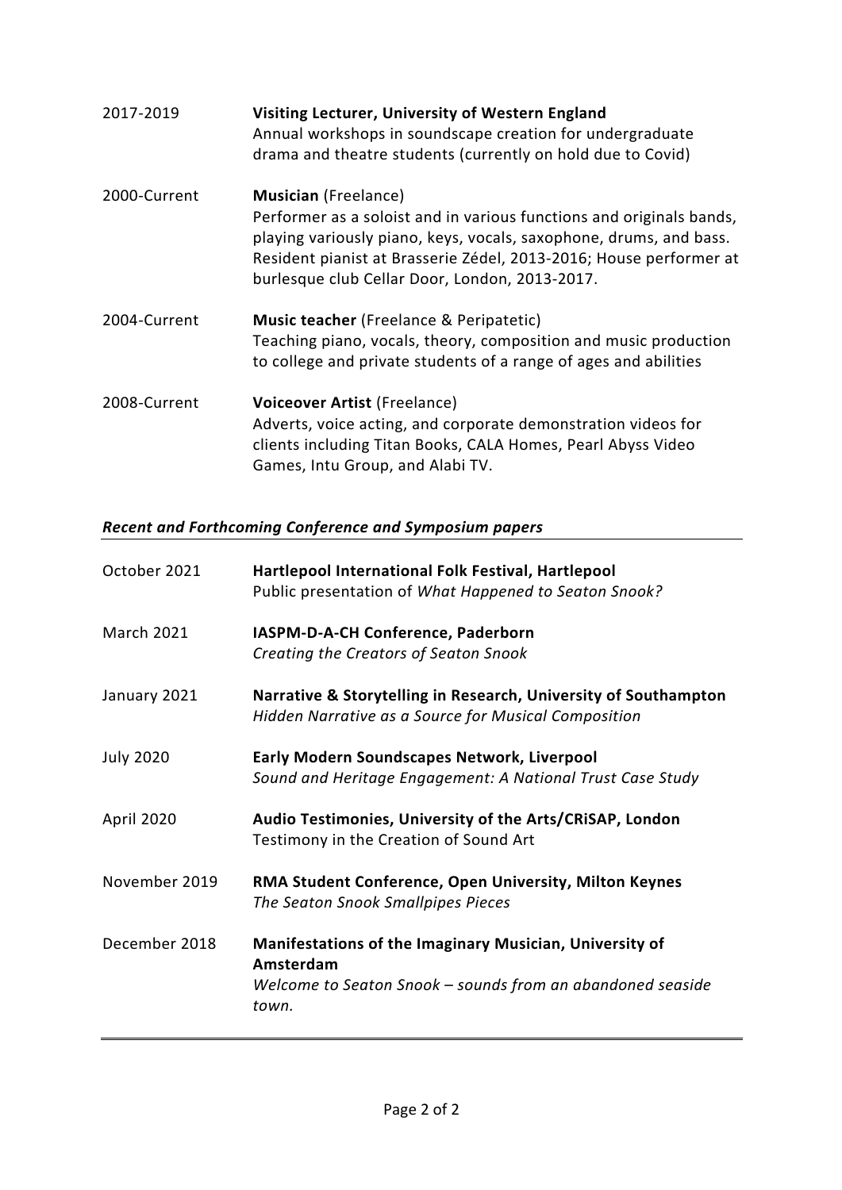2017-2019 **Visiting Lecturer, University of Western England**
Annual workshops in soundscape creation for undergraduate drama and theatre students (currently on hold due to Covid)

2000-Current **Musician** (Freelance)
Performer as a soloist and in various functions and originals bands, playing variously piano, keys, vocals, saxophone, drums, and bass. Resident pianist at Brasserie Zédel, 2013-2016; House performer at burlesque club Cellar Door, London, 2013-2017.

2004-Current **Music teacher** (Freelance & Peripatetic)
Teaching piano, vocals, theory, composition and music production to college and private students of a range of ages and abilities

2008-Current **Voiceover Artist** (Freelance)
Adverts, voice acting, and corporate demonstration videos for clients including Titan Books, CALA Homes, Pearl Abyss Video Games, Intu Group, and Alabi TV.

## ***Recent and Forthcoming Conference and Symposium papers***

October 2021 **Hartlepool International Folk Festival, Hartlepool**
Public presentation of *What Happened to Seaton Snook?*

March 2021 **IASPM-D-A-CH Conference, Paderborn**
*Creating the Creators of Seaton Snook*

January 2021 **Narrative & Storytelling in Research, University of Southampton**
*Hidden Narrative as a Source for Musical Composition*

July 2020 **Early Modern Soundscapes Network, Liverpool**
*Sound and Heritage Engagement: A National Trust Case Study*

April 2020 **Audio Testimonies, University of the Arts/CRiSAP, London**
Testimony in the Creation of Sound Art

November 2019 **RMA Student Conference, Open University, Milton Keynes**
*The Seaton Snook Smallpipes Pieces*

December 2018 **Manifestations of the Imaginary Musician, University of Amsterdam**
*Welcome to Seaton Snook – sounds from an abandoned seaside town.*